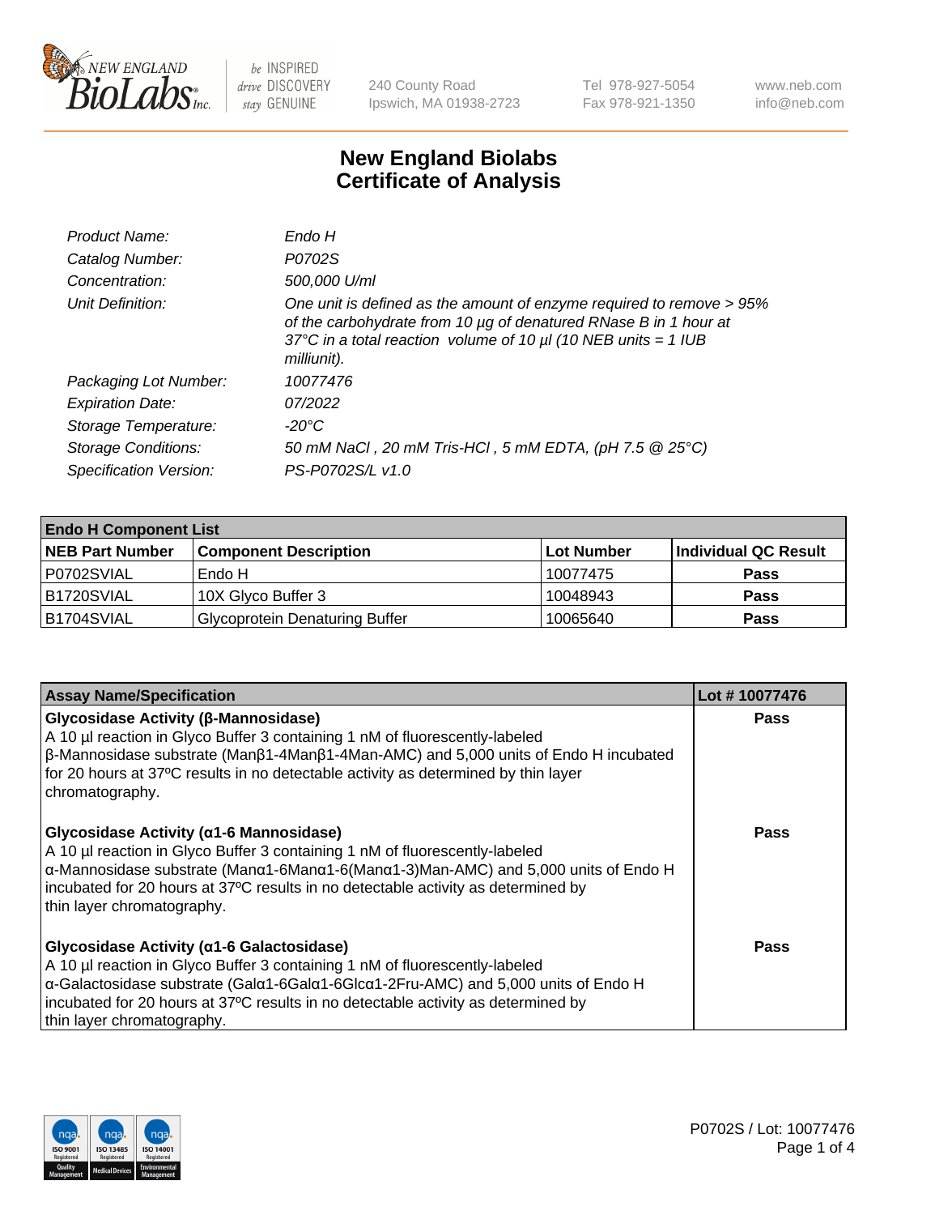# New England Biolabs Certificate of Analysis

| | |
|---|---|
| *Product Name:* | *Endo H* |
| *Catalog Number:* | *P0702S* |
| *Concentration:* | *500,000 U/ml* |
| *Unit Definition:* | *One unit is defined as the amount of enzyme required to remove > 95% of the carbohydrate from 10 µg of denatured RNase B in 1 hour at 37°C in a total reaction volume of 10 µl (10 NEB units = 1 IUB milliunit).* |
| *Packaging Lot Number:* | *10077476* |
| *Expiration Date:* | *07/2022* |
| *Storage Temperature:* | *-20°C* |
| *Storage Conditions:* | *50 mM NaCl , 20 mM Tris-HCl , 5 mM EDTA, (pH 7.5 @ 25°C)* |
| *Specification Version:* | *PS-P0702S/L v1.0* |

| **Endo H Component List** | | | |
|---|---|---|---|
| **NEB Part Number** | **Component Description** | **Lot Number** | **Individual QC Result** |
| P0702SVIAL | Endo H | 10077475 | **Pass** |
| B1720SVIAL | 10X Glyco Buffer 3 | 10048943 | **Pass** |
| B1704SVIAL | Glycoprotein Denaturing Buffer | 10065640 | **Pass** |

| **Assay Name/Specification** | **Lot # 10077476** |
|---|---|
| **Glycosidase Activity (β-Mannosidase)** A 10 µl reaction in Glyco Buffer 3 containing 1 nM of fluorescently-labeled β-Mannosidase substrate (Manβ1-4Manβ1-4Man-AMC) and 5,000 units of Endo H incubated for 20 hours at 37ºC results in no detectable activity as determined by thin layer chromatography. | **Pass** |
| **Glycosidase Activity (α1-6 Mannosidase)** A 10 µl reaction in Glyco Buffer 3 containing 1 nM of fluorescently-labeled α-Mannosidase substrate (Manα1-6Manα1-6(Manα1-3)Man-AMC) and 5,000 units of Endo H incubated for 20 hours at 37ºC results in no detectable activity as determined by thin layer chromatography. | **Pass** |
| **Glycosidase Activity (α1-6 Galactosidase)** A 10 µl reaction in Glyco Buffer 3 containing 1 nM of fluorescently-labeled α-Galactosidase substrate (Galα1-6Galα1-6Glcα1-2Fru-AMC) and 5,000 units of Endo H incubated for 20 hours at 37ºC results in no detectable activity as determined by thin layer chromatography. | **Pass** |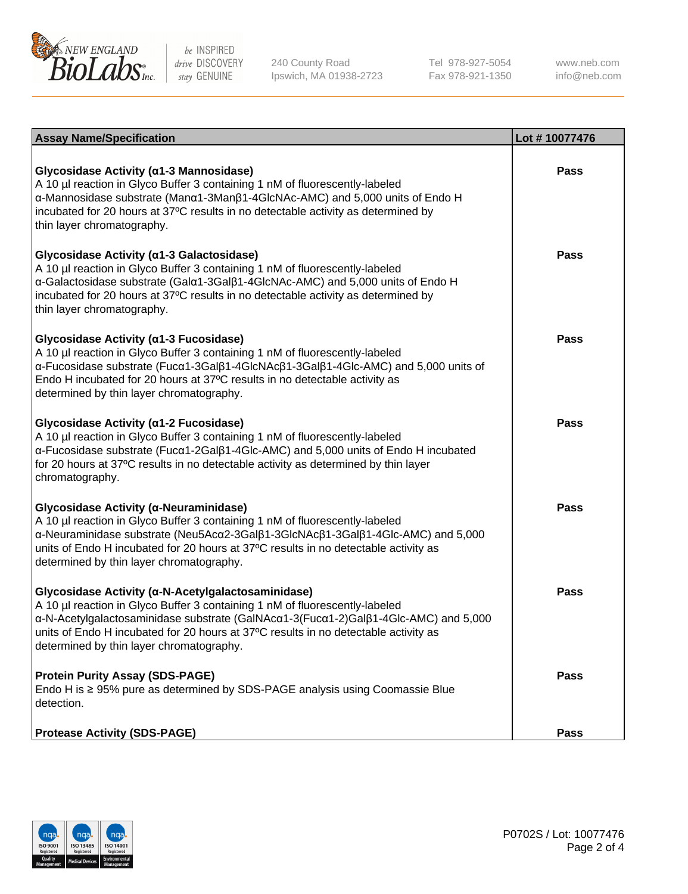| Assay Name/Specification | Lot # 10077476 |
|---|---|
| **Glycosidase Activity (α1-3 Mannosidase)**<br>A 10 µl reaction in Glyco Buffer 3 containing 1 nM of fluorescently-labeled α-Mannosidase substrate (Manα1-3Manβ1-4GlcNAc-AMC) and 5,000 units of Endo H incubated for 20 hours at 37ºC results in no detectable activity as determined by thin layer chromatography. | Pass |
| **Glycosidase Activity (α1-3 Galactosidase)**<br>A 10 µl reaction in Glyco Buffer 3 containing 1 nM of fluorescently-labeled α-Galactosidase substrate (Galα1-3Galβ1-4GlcNAc-AMC) and 5,000 units of Endo H incubated for 20 hours at 37ºC results in no detectable activity as determined by thin layer chromatography. | Pass |
| **Glycosidase Activity (α1-3 Fucosidase)**<br>A 10 µl reaction in Glyco Buffer 3 containing 1 nM of fluorescently-labeled α-Fucosidase substrate (Fucα1-3Galβ1-4GlcNAcβ1-3Galβ1-4Glc-AMC) and 5,000 units of Endo H incubated for 20 hours at 37ºC results in no detectable activity as determined by thin layer chromatography. | Pass |
| **Glycosidase Activity (α1-2 Fucosidase)**<br>A 10 µl reaction in Glyco Buffer 3 containing 1 nM of fluorescently-labeled α-Fucosidase substrate (Fucα1-2Galβ1-4Glc-AMC) and 5,000 units of Endo H incubated for 20 hours at 37ºC results in no detectable activity as determined by thin layer chromatography. | Pass |
| **Glycosidase Activity (α-Neuraminidase)**<br>A 10 µl reaction in Glyco Buffer 3 containing 1 nM of fluorescently-labeled α-Neuraminidase substrate (Neu5Acα2-3Galβ1-3GlcNAcβ1-3Galβ1-4Glc-AMC) and 5,000 units of Endo H incubated for 20 hours at 37ºC results in no detectable activity as determined by thin layer chromatography. | Pass |
| **Glycosidase Activity (α-N-Acetylgalactosaminidase)**<br>A 10 µl reaction in Glyco Buffer 3 containing 1 nM of fluorescently-labeled α-N-Acetylgalactosaminidase substrate (GalNAcα1-3(Fucα1-2)Galβ1-4Glc-AMC) and 5,000 units of Endo H incubated for 20 hours at 37ºC results in no detectable activity as determined by thin layer chromatography. | Pass |
| **Protein Purity Assay (SDS-PAGE)**<br>Endo H is ≥ 95% pure as determined by SDS-PAGE analysis using Coomassie Blue detection. | Pass |
| **Protease Activity (SDS-PAGE)** | Pass |

P0702S / Lot: 10077476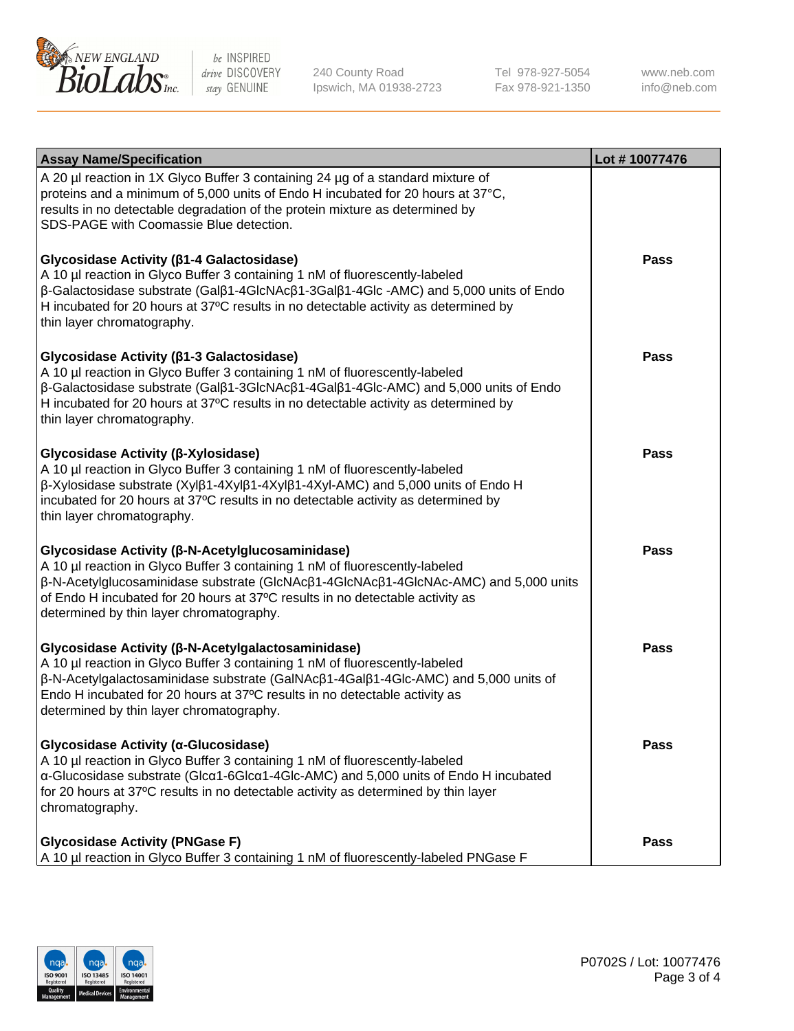| Assay Name/Specification | Lot # 10077476 |
| --- | --- |
| A 20 µl reaction in 1X Glyco Buffer 3 containing 24 µg of a standard mixture of proteins and a minimum of 5,000 units of Endo H incubated for 20 hours at 37°C, results in no detectable degradation of the protein mixture as determined by SDS-PAGE with Coomassie Blue detection. | |
| **Glycosidase Activity (β1-4 Galactosidase)**<br>A 10 µl reaction in Glyco Buffer 3 containing 1 nM of fluorescently-labeled β-Galactosidase substrate (Galβ1-4GlcNAcβ1-3Galβ1-4Glc -AMC) and 5,000 units of Endo H incubated for 20 hours at 37ºC results in no detectable activity as determined by thin layer chromatography. | **Pass** |
| **Glycosidase Activity (β1-3 Galactosidase)**<br>A 10 µl reaction in Glyco Buffer 3 containing 1 nM of fluorescently-labeled β-Galactosidase substrate (Galβ1-3GlcNAcβ1-4Galβ1-4Glc-AMC) and 5,000 units of Endo H incubated for 20 hours at 37ºC results in no detectable activity as determined by thin layer chromatography. | **Pass** |
| **Glycosidase Activity (β-Xylosidase)**<br>A 10 µl reaction in Glyco Buffer 3 containing 1 nM of fluorescently-labeled β-Xylosidase substrate (Xylβ1-4Xylβ1-4Xylβ1-4Xyl-AMC) and 5,000 units of Endo H incubated for 20 hours at 37ºC results in no detectable activity as determined by thin layer chromatography. | **Pass** |
| **Glycosidase Activity (β-N-Acetylglucosaminidase)**<br>A 10 µl reaction in Glyco Buffer 3 containing 1 nM of fluorescently-labeled β-N-Acetylglucosaminidase substrate (GlcNAcβ1-4GlcNAcβ1-4GlcNAc-AMC) and 5,000 units of Endo H incubated for 20 hours at 37ºC results in no detectable activity as determined by thin layer chromatography. | **Pass** |
| **Glycosidase Activity (β-N-Acetylgalactosaminidase)**<br>A 10 µl reaction in Glyco Buffer 3 containing 1 nM of fluorescently-labeled β-N-Acetylgalactosaminidase substrate (GalNAcβ1-4Galβ1-4Glc-AMC) and 5,000 units of Endo H incubated for 20 hours at 37ºC results in no detectable activity as determined by thin layer chromatography. | **Pass** |
| **Glycosidase Activity (α-Glucosidase)**<br>A 10 µl reaction in Glyco Buffer 3 containing 1 nM of fluorescently-labeled α-Glucosidase substrate (Glcα1-6Glcα1-4Glc-AMC) and 5,000 units of Endo H incubated for 20 hours at 37ºC results in no detectable activity as determined by thin layer chromatography. | **Pass** |
| **Glycosidase Activity (PNGase F)**<br>A 10 µl reaction in Glyco Buffer 3 containing 1 nM of fluorescently-labeled PNGase F | **Pass** |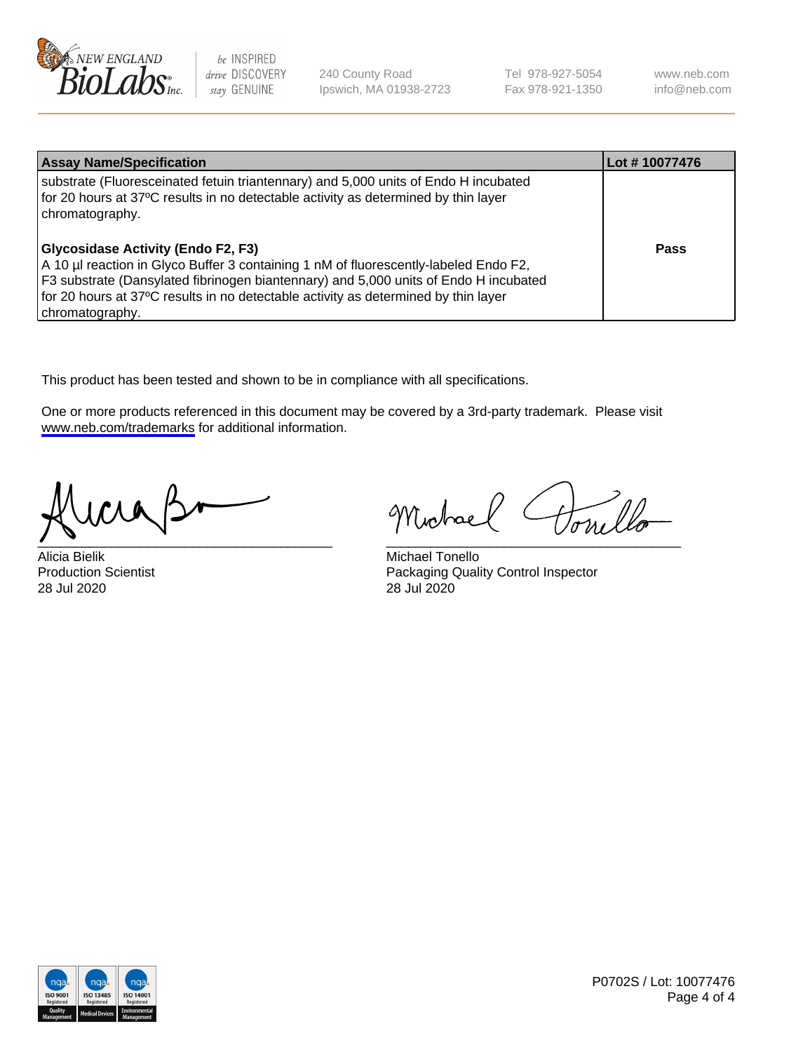| Assay Name/Specification | Lot # 10077476 |
| --- | --- |
| substrate (Fluoresceinated fetuin triantennary) and 5,000 units of Endo H incubated for 20 hours at 37ºC results in no detectable activity as determined by thin layer chromatography. | |
| **Glycosidase Activity (Endo F2, F3)**<br>A 10 µl reaction in Glyco Buffer 3 containing 1 nM of fluorescently-labeled Endo F2, F3 substrate (Dansylated fibrinogen biantennary) and 5,000 units of Endo H incubated for 20 hours at 37ºC results in no detectable activity as determined by thin layer chromatography. | **Pass** |

This product has been tested and shown to be in compliance with all specifications.

One or more products referenced in this document may be covered by a 3rd-party trademark. Please visit www.neb.com/trademarks for additional information.

Alicia Bielik
Production Scientist
28 Jul 2020

Michael Tonello
Packaging Quality Control Inspector
28 Jul 2020

P0702S / Lot: 10077476